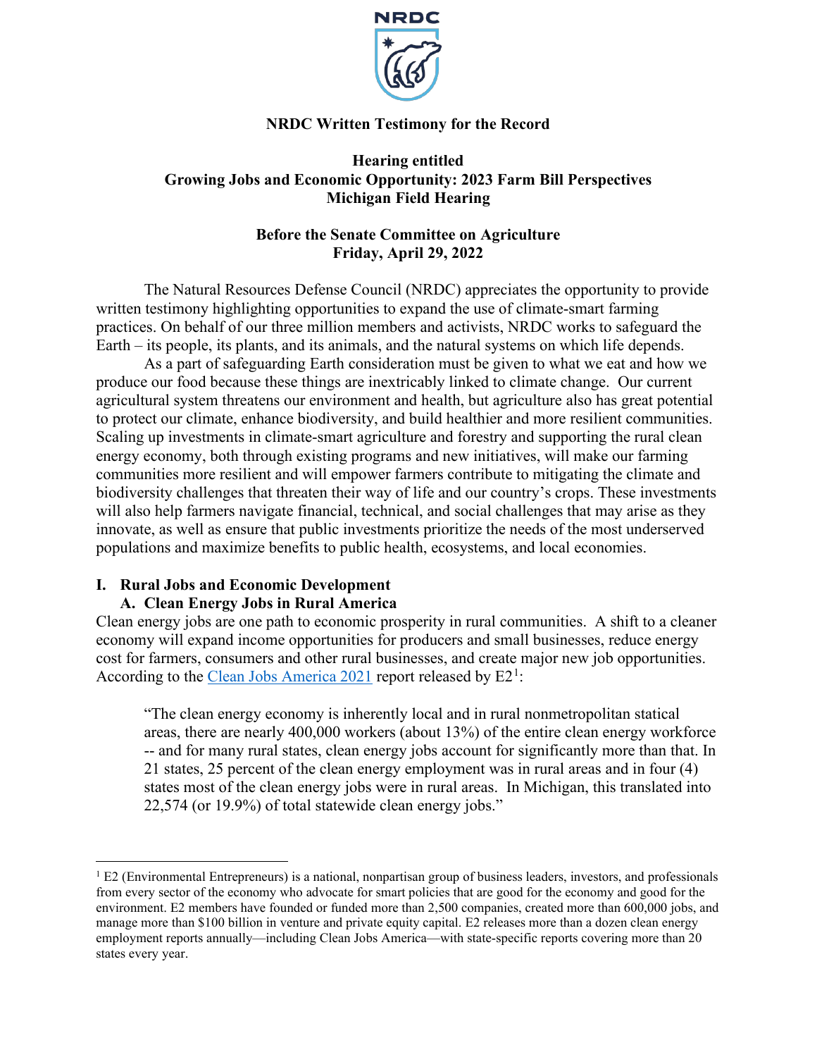NRDC

**NRDC Written Testimony for the Record**

**Hearing entitled**
**Growing Jobs and Economic Opportunity: 2023 Farm Bill Perspectives**
**Michigan Field Hearing**

**Before the Senate Committee on Agriculture**
**Friday, April 29, 2022**

The Natural Resources Defense Council (NRDC) appreciates the opportunity to provide written testimony highlighting opportunities to expand the use of climate-smart farming practices. On behalf of our three million members and activists, NRDC works to safeguard the Earth – its people, its plants, and its animals, and the natural systems on which life depends.

As a part of safeguarding Earth consideration must be given to what we eat and how we produce our food because these things are inextricably linked to climate change. Our current agricultural system threatens our environment and health, but agriculture also has great potential to protect our climate, enhance biodiversity, and build healthier and more resilient communities. Scaling up investments in climate-smart agriculture and forestry and supporting the rural clean energy economy, both through existing programs and new initiatives, will make our farming communities more resilient and will empower farmers contribute to mitigating the climate and biodiversity challenges that threaten their way of life and our country's crops. These investments will also help farmers navigate financial, technical, and social challenges that may arise as they innovate, as well as ensure that public investments prioritize the needs of the most underserved populations and maximize benefits to public health, ecosystems, and local economies.

## I. Rural Jobs and Economic Development

### A. Clean Energy Jobs in Rural America

Clean energy jobs are one path to economic prosperity in rural communities. A shift to a cleaner economy will expand income opportunities for producers and small businesses, reduce energy cost for farmers, consumers and other rural businesses, and create major new job opportunities. According to the Clean Jobs America 2021 report released by E2[1]:

> "The clean energy economy is inherently local and in rural nonmetropolitan statical areas, there are nearly 400,000 workers (about 13%) of the entire clean energy workforce -- and for many rural states, clean energy jobs account for significantly more than that. In 21 states, 25 percent of the clean energy employment was in rural areas and in four (4) states most of the clean energy jobs were in rural areas. In Michigan, this translated into 22,574 (or 19.9%) of total statewide clean energy jobs."

---

[1] E2 (Environmental Entrepreneurs) is a national, nonpartisan group of business leaders, investors, and professionals from every sector of the economy who advocate for smart policies that are good for the economy and good for the environment. E2 members have founded or funded more than 2,500 companies, created more than 600,000 jobs, and manage more than $100 billion in venture and private equity capital. E2 releases more than a dozen clean energy employment reports annually—including Clean Jobs America—with state-specific reports covering more than 20 states every year.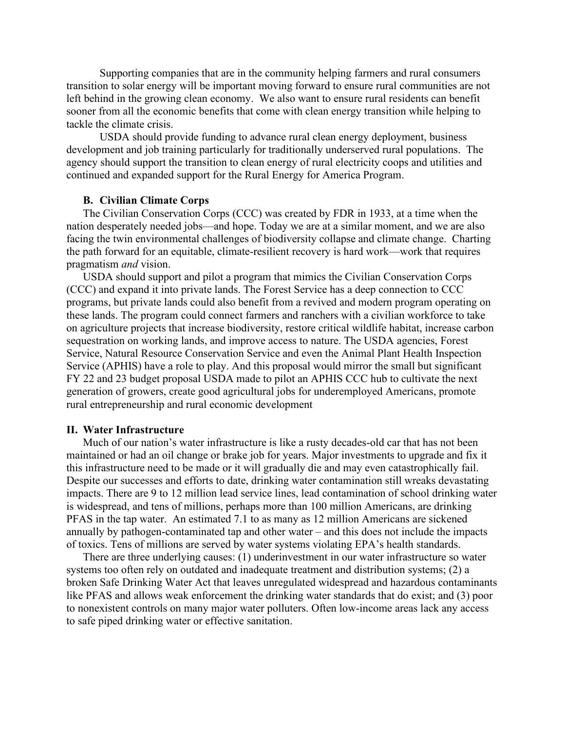Supporting companies that are in the community helping farmers and rural consumers transition to solar energy will be important moving forward to ensure rural communities are not left behind in the growing clean economy. We also want to ensure rural residents can benefit sooner from all the economic benefits that come with clean energy transition while helping to tackle the climate crisis.

USDA should provide funding to advance rural clean energy deployment, business development and job training particularly for traditionally underserved rural populations. The agency should support the transition to clean energy of rural electricity coops and utilities and continued and expanded support for the Rural Energy for America Program.

### B. Civilian Climate Corps

The Civilian Conservation Corps (CCC) was created by FDR in 1933, at a time when the nation desperately needed jobs—and hope. Today we are at a similar moment, and we are also facing the twin environmental challenges of biodiversity collapse and climate change. Charting the path forward for an equitable, climate-resilient recovery is hard work—work that requires pragmatism *and* vision.

USDA should support and pilot a program that mimics the Civilian Conservation Corps (CCC) and expand it into private lands. The Forest Service has a deep connection to CCC programs, but private lands could also benefit from a revived and modern program operating on these lands. The program could connect farmers and ranchers with a civilian workforce to take on agriculture projects that increase biodiversity, restore critical wildlife habitat, increase carbon sequestration on working lands, and improve access to nature. The USDA agencies, Forest Service, Natural Resource Conservation Service and even the Animal Plant Health Inspection Service (APHIS) have a role to play. And this proposal would mirror the small but significant FY 22 and 23 budget proposal USDA made to pilot an APHIS CCC hub to cultivate the next generation of growers, create good agricultural jobs for underemployed Americans, promote rural entrepreneurship and rural economic development

## II. Water Infrastructure

Much of our nation's water infrastructure is like a rusty decades-old car that has not been maintained or had an oil change or brake job for years. Major investments to upgrade and fix it this infrastructure need to be made or it will gradually die and may even catastrophically fail. Despite our successes and efforts to date, drinking water contamination still wreaks devastating impacts. There are 9 to 12 million lead service lines, lead contamination of school drinking water is widespread, and tens of millions, perhaps more than 100 million Americans, are drinking PFAS in the tap water. An estimated 7.1 to as many as 12 million Americans are sickened annually by pathogen-contaminated tap and other water – and this does not include the impacts of toxics. Tens of millions are served by water systems violating EPA's health standards.

There are three underlying causes: (1) underinvestment in our water infrastructure so water systems too often rely on outdated and inadequate treatment and distribution systems; (2) a broken Safe Drinking Water Act that leaves unregulated widespread and hazardous contaminants like PFAS and allows weak enforcement the drinking water standards that do exist; and (3) poor to nonexistent controls on many major water polluters. Often low-income areas lack any access to safe piped drinking water or effective sanitation.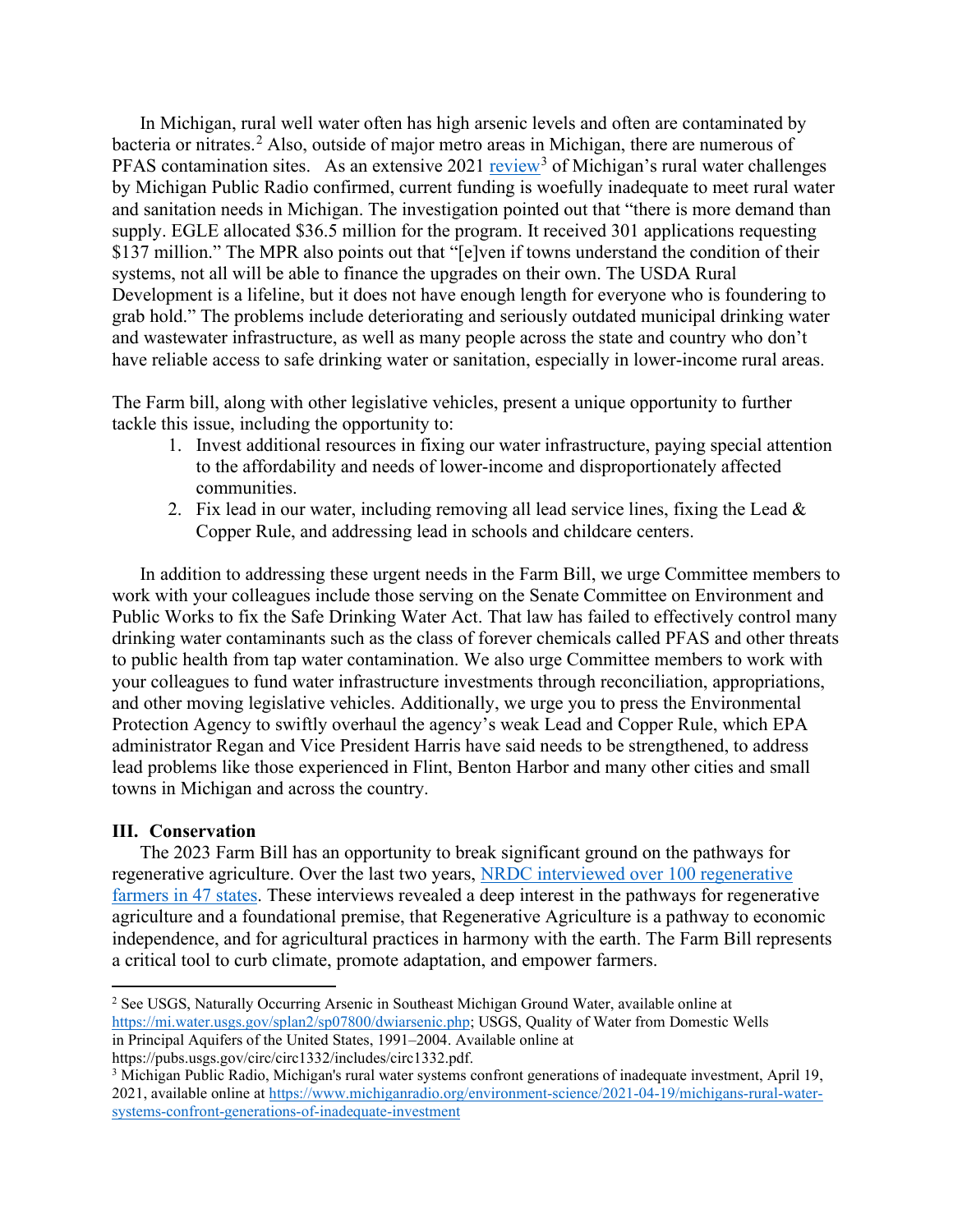In Michigan, rural well water often has high arsenic levels and often are contaminated by bacteria or nitrates.[2] Also, outside of major metro areas in Michigan, there are numerous of PFAS contamination sites. As an extensive 2021 review[3] of Michigan's rural water challenges by Michigan Public Radio confirmed, current funding is woefully inadequate to meet rural water and sanitation needs in Michigan. The investigation pointed out that "there is more demand than supply. EGLE allocated $36.5 million for the program. It received 301 applications requesting $137 million." The MPR also points out that "[e]ven if towns understand the condition of their systems, not all will be able to finance the upgrades on their own. The USDA Rural Development is a lifeline, but it does not have enough length for everyone who is foundering to grab hold." The problems include deteriorating and seriously outdated municipal drinking water and wastewater infrastructure, as well as many people across the state and country who don't have reliable access to safe drinking water or sanitation, especially in lower-income rural areas.

The Farm bill, along with other legislative vehicles, present a unique opportunity to further tackle this issue, including the opportunity to:

1. Invest additional resources in fixing our water infrastructure, paying special attention to the affordability and needs of lower-income and disproportionately affected communities.
2. Fix lead in our water, including removing all lead service lines, fixing the Lead & Copper Rule, and addressing lead in schools and childcare centers.

In addition to addressing these urgent needs in the Farm Bill, we urge Committee members to work with your colleagues include those serving on the Senate Committee on Environment and Public Works to fix the Safe Drinking Water Act. That law has failed to effectively control many drinking water contaminants such as the class of forever chemicals called PFAS and other threats to public health from tap water contamination. We also urge Committee members to work with your colleagues to fund water infrastructure investments through reconciliation, appropriations, and other moving legislative vehicles. Additionally, we urge you to press the Environmental Protection Agency to swiftly overhaul the agency's weak Lead and Copper Rule, which EPA administrator Regan and Vice President Harris have said needs to be strengthened, to address lead problems like those experienced in Flint, Benton Harbor and many other cities and small towns in Michigan and across the country.

## III. Conservation

The 2023 Farm Bill has an opportunity to break significant ground on the pathways for regenerative agriculture. Over the last two years, NRDC interviewed over 100 regenerative farmers in 47 states. These interviews revealed a deep interest in the pathways for regenerative agriculture and a foundational premise, that Regenerative Agriculture is a pathway to economic independence, and for agricultural practices in harmony with the earth. The Farm Bill represents a critical tool to curb climate, promote adaptation, and empower farmers.

---

[2] See USGS, Naturally Occurring Arsenic in Southeast Michigan Ground Water, available online at https://mi.water.usgs.gov/splan2/sp07800/dwiarsenic.php; USGS, Quality of Water from Domestic Wells in Principal Aquifers of the United States, 1991–2004. Available online at https://pubs.usgs.gov/circ/circ1332/includes/circ1332.pdf.

[3] Michigan Public Radio, Michigan's rural water systems confront generations of inadequate investment, April 19, 2021, available online at https://www.michiganradio.org/environment-science/2021-04-19/michigans-rural-water-systems-confront-generations-of-inadequate-investment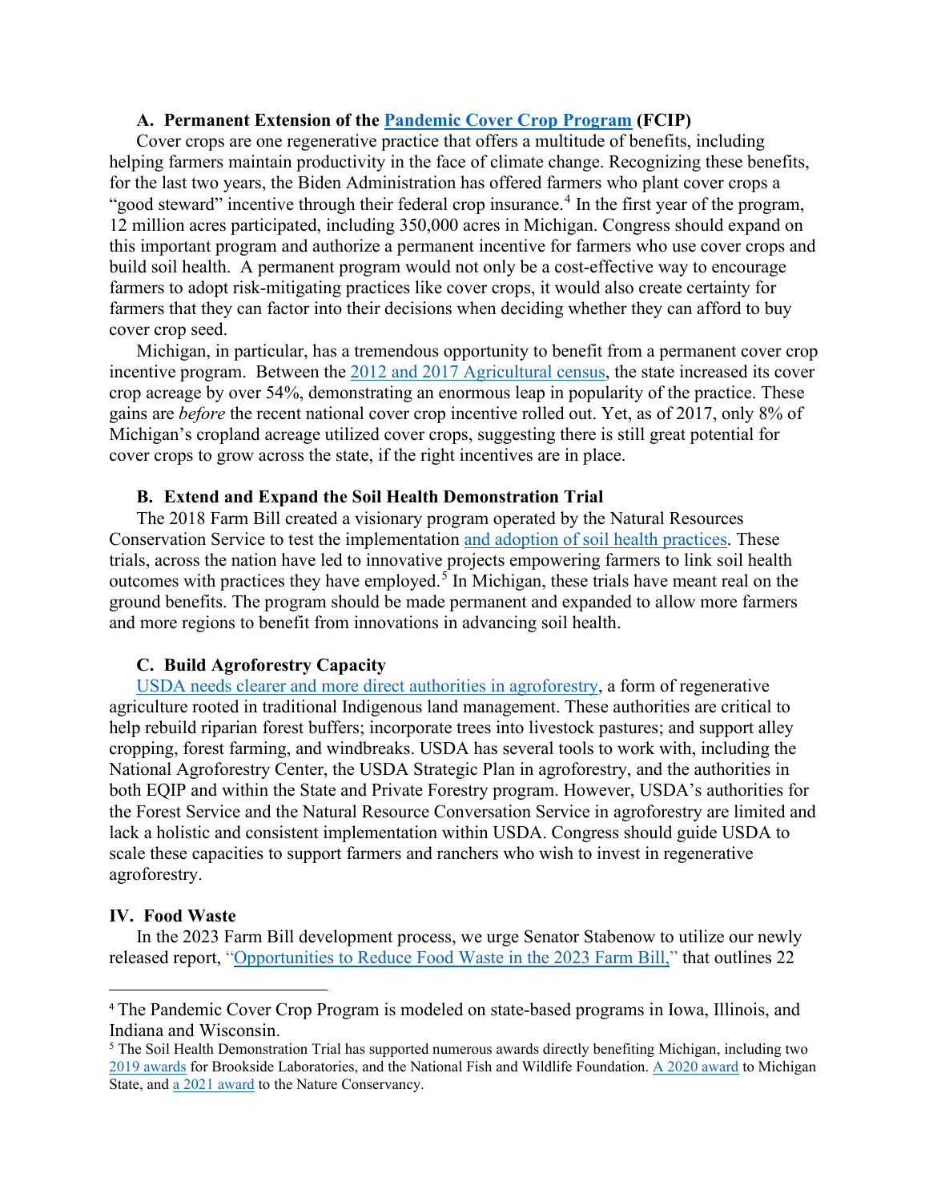### A. Permanent Extension of the Pandemic Cover Crop Program (FCIP)

Cover crops are one regenerative practice that offers a multitude of benefits, including helping farmers maintain productivity in the face of climate change. Recognizing these benefits, for the last two years, the Biden Administration has offered farmers who plant cover crops a "good steward" incentive through their federal crop insurance.[4] In the first year of the program, 12 million acres participated, including 350,000 acres in Michigan. Congress should expand on this important program and authorize a permanent incentive for farmers who use cover crops and build soil health. A permanent program would not only be a cost-effective way to encourage farmers to adopt risk-mitigating practices like cover crops, it would also create certainty for farmers that they can factor into their decisions when deciding whether they can afford to buy cover crop seed.

Michigan, in particular, has a tremendous opportunity to benefit from a permanent cover crop incentive program. Between the 2012 and 2017 Agricultural census, the state increased its cover crop acreage by over 54%, demonstrating an enormous leap in popularity of the practice. These gains are *before* the recent national cover crop incentive rolled out. Yet, as of 2017, only 8% of Michigan's cropland acreage utilized cover crops, suggesting there is still great potential for cover crops to grow across the state, if the right incentives are in place.

### B. Extend and Expand the Soil Health Demonstration Trial

The 2018 Farm Bill created a visionary program operated by the Natural Resources Conservation Service to test the implementation and adoption of soil health practices. These trials, across the nation have led to innovative projects empowering farmers to link soil health outcomes with practices they have employed.[5] In Michigan, these trials have meant real on the ground benefits. The program should be made permanent and expanded to allow more farmers and more regions to benefit from innovations in advancing soil health.

### C. Build Agroforestry Capacity

USDA needs clearer and more direct authorities in agroforestry, a form of regenerative agriculture rooted in traditional Indigenous land management. These authorities are critical to help rebuild riparian forest buffers; incorporate trees into livestock pastures; and support alley cropping, forest farming, and windbreaks. USDA has several tools to work with, including the National Agroforestry Center, the USDA Strategic Plan in agroforestry, and the authorities in both EQIP and within the State and Private Forestry program. However, USDA's authorities for the Forest Service and the Natural Resource Conversation Service in agroforestry are limited and lack a holistic and consistent implementation within USDA. Congress should guide USDA to scale these capacities to support farmers and ranchers who wish to invest in regenerative agroforestry.

## IV. Food Waste

In the 2023 Farm Bill development process, we urge Senator Stabenow to utilize our newly released report, "Opportunities to Reduce Food Waste in the 2023 Farm Bill," that outlines 22

---

[4] The Pandemic Cover Crop Program is modeled on state-based programs in Iowa, Illinois, and Indiana and Wisconsin.

[5] The Soil Health Demonstration Trial has supported numerous awards directly benefiting Michigan, including two 2019 awards for Brookside Laboratories, and the National Fish and Wildlife Foundation. A 2020 award to Michigan State, and a 2021 award to the Nature Conservancy.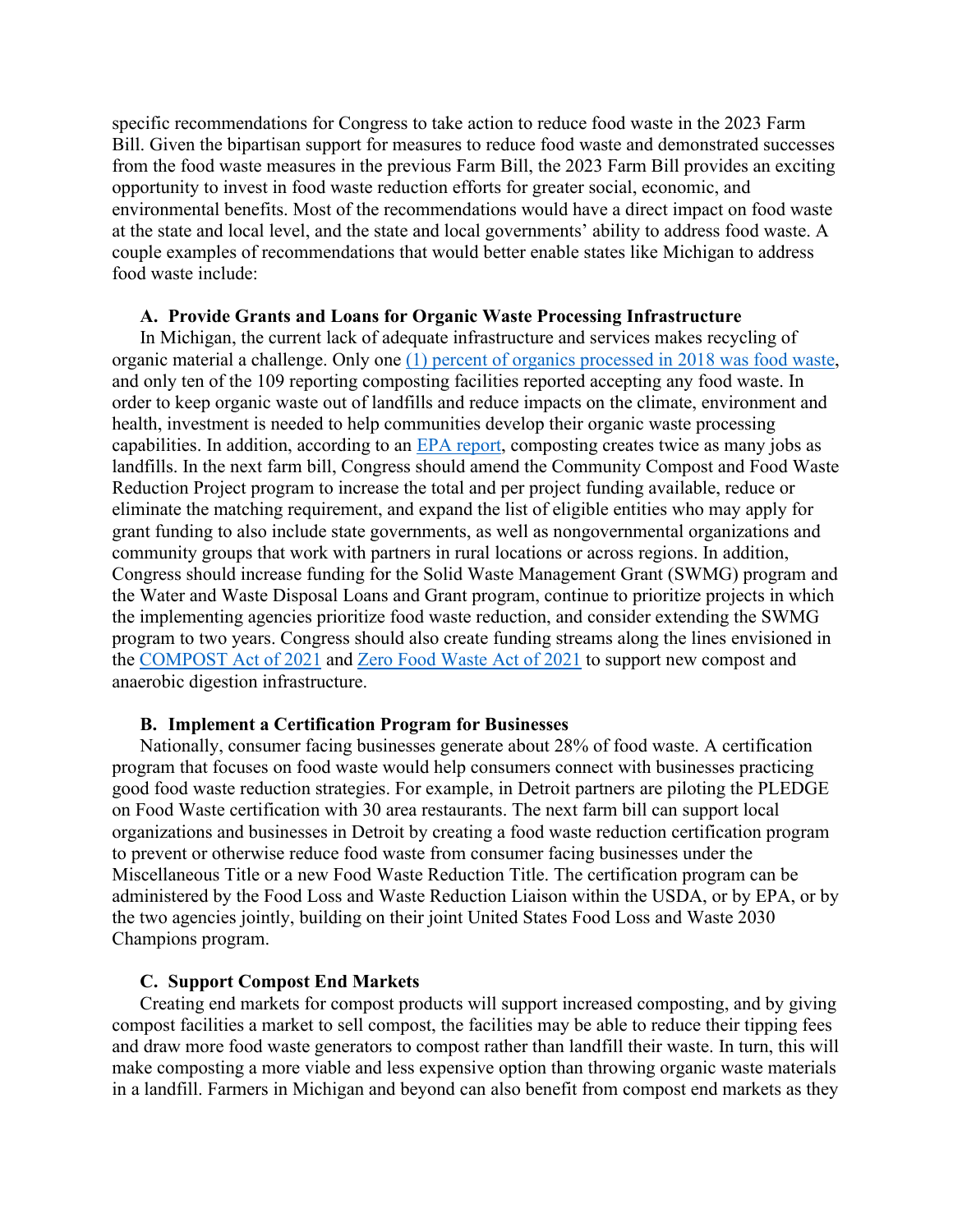specific recommendations for Congress to take action to reduce food waste in the 2023 Farm Bill. Given the bipartisan support for measures to reduce food waste and demonstrated successes from the food waste measures in the previous Farm Bill, the 2023 Farm Bill provides an exciting opportunity to invest in food waste reduction efforts for greater social, economic, and environmental benefits. Most of the recommendations would have a direct impact on food waste at the state and local level, and the state and local governments' ability to address food waste. A couple examples of recommendations that would better enable states like Michigan to address food waste include:

### A. Provide Grants and Loans for Organic Waste Processing Infrastructure

In Michigan, the current lack of adequate infrastructure and services makes recycling of organic material a challenge. Only one (1) percent of organics processed in 2018 was food waste, and only ten of the 109 reporting composting facilities reported accepting any food waste. In order to keep organic waste out of landfills and reduce impacts on the climate, environment and health, investment is needed to help communities develop their organic waste processing capabilities. In addition, according to an EPA report, composting creates twice as many jobs as landfills. In the next farm bill, Congress should amend the Community Compost and Food Waste Reduction Project program to increase the total and per project funding available, reduce or eliminate the matching requirement, and expand the list of eligible entities who may apply for grant funding to also include state governments, as well as nongovernmental organizations and community groups that work with partners in rural locations or across regions. In addition, Congress should increase funding for the Solid Waste Management Grant (SWMG) program and the Water and Waste Disposal Loans and Grant program, continue to prioritize projects in which the implementing agencies prioritize food waste reduction, and consider extending the SWMG program to two years. Congress should also create funding streams along the lines envisioned in the COMPOST Act of 2021 and Zero Food Waste Act of 2021 to support new compost and anaerobic digestion infrastructure.

### B. Implement a Certification Program for Businesses

Nationally, consumer facing businesses generate about 28% of food waste. A certification program that focuses on food waste would help consumers connect with businesses practicing good food waste reduction strategies. For example, in Detroit partners are piloting the PLEDGE on Food Waste certification with 30 area restaurants. The next farm bill can support local organizations and businesses in Detroit by creating a food waste reduction certification program to prevent or otherwise reduce food waste from consumer facing businesses under the Miscellaneous Title or a new Food Waste Reduction Title. The certification program can be administered by the Food Loss and Waste Reduction Liaison within the USDA, or by EPA, or by the two agencies jointly, building on their joint United States Food Loss and Waste 2030 Champions program.

### C. Support Compost End Markets

Creating end markets for compost products will support increased composting, and by giving compost facilities a market to sell compost, the facilities may be able to reduce their tipping fees and draw more food waste generators to compost rather than landfill their waste. In turn, this will make composting a more viable and less expensive option than throwing organic waste materials in a landfill. Farmers in Michigan and beyond can also benefit from compost end markets as they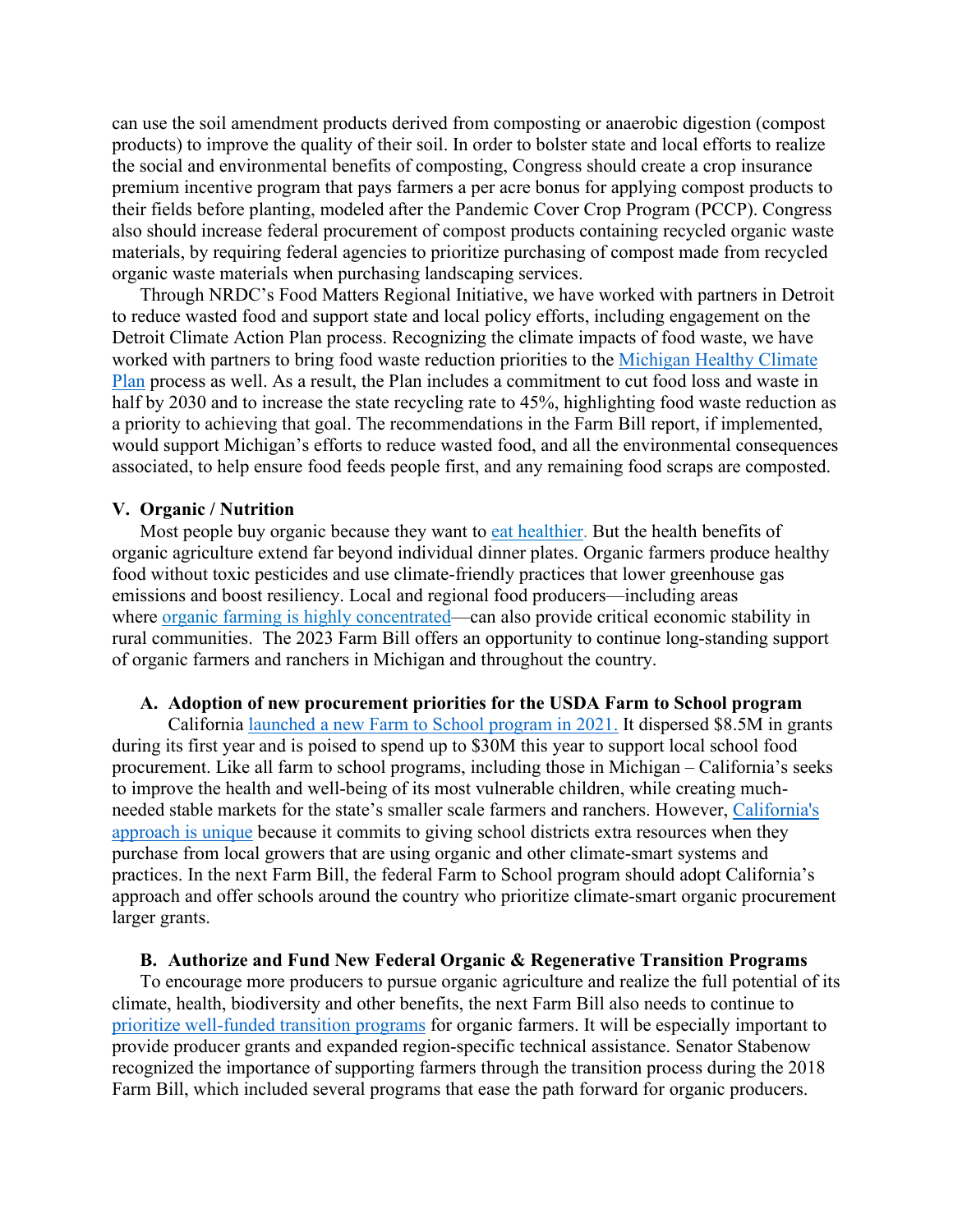can use the soil amendment products derived from composting or anaerobic digestion (compost products) to improve the quality of their soil. In order to bolster state and local efforts to realize the social and environmental benefits of composting, Congress should create a crop insurance premium incentive program that pays farmers a per acre bonus for applying compost products to their fields before planting, modeled after the Pandemic Cover Crop Program (PCCP). Congress also should increase federal procurement of compost products containing recycled organic waste materials, by requiring federal agencies to prioritize purchasing of compost made from recycled organic waste materials when purchasing landscaping services.

Through NRDC's Food Matters Regional Initiative, we have worked with partners in Detroit to reduce wasted food and support state and local policy efforts, including engagement on the Detroit Climate Action Plan process. Recognizing the climate impacts of food waste, we have worked with partners to bring food waste reduction priorities to the Michigan Healthy Climate Plan process as well. As a result, the Plan includes a commitment to cut food loss and waste in half by 2030 and to increase the state recycling rate to 45%, highlighting food waste reduction as a priority to achieving that goal. The recommendations in the Farm Bill report, if implemented, would support Michigan's efforts to reduce wasted food, and all the environmental consequences associated, to help ensure food feeds people first, and any remaining food scraps are composted.

## V. Organic / Nutrition

Most people buy organic because they want to eat healthier. But the health benefits of organic agriculture extend far beyond individual dinner plates. Organic farmers produce healthy food without toxic pesticides and use climate-friendly practices that lower greenhouse gas emissions and boost resiliency. Local and regional food producers—including areas where organic farming is highly concentrated—can also provide critical economic stability in rural communities. The 2023 Farm Bill offers an opportunity to continue long-standing support of organic farmers and ranchers in Michigan and throughout the country.

### A. Adoption of new procurement priorities for the USDA Farm to School program

California launched a new Farm to School program in 2021. It dispersed \$8.5M in grants during its first year and is poised to spend up to \$30M this year to support local school food procurement. Like all farm to school programs, including those in Michigan – California's seeks to improve the health and well-being of its most vulnerable children, while creating much-needed stable markets for the state's smaller scale farmers and ranchers. However, California's approach is unique because it commits to giving school districts extra resources when they purchase from local growers that are using organic and other climate-smart systems and practices. In the next Farm Bill, the federal Farm to School program should adopt California's approach and offer schools around the country who prioritize climate-smart organic procurement larger grants.

### B. Authorize and Fund New Federal Organic & Regenerative Transition Programs

To encourage more producers to pursue organic agriculture and realize the full potential of its climate, health, biodiversity and other benefits, the next Farm Bill also needs to continue to prioritize well-funded transition programs for organic farmers. It will be especially important to provide producer grants and expanded region-specific technical assistance. Senator Stabenow recognized the importance of supporting farmers through the transition process during the 2018 Farm Bill, which included several programs that ease the path forward for organic producers.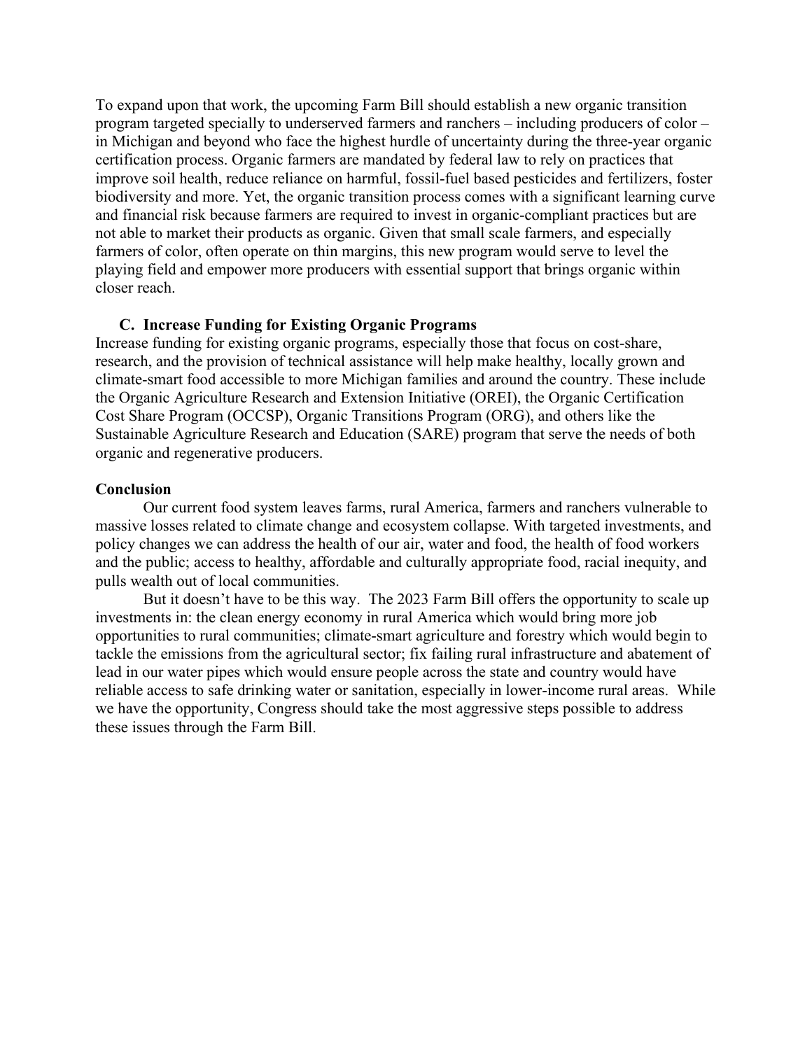To expand upon that work, the upcoming Farm Bill should establish a new organic transition program targeted specially to underserved farmers and ranchers – including producers of color – in Michigan and beyond who face the highest hurdle of uncertainty during the three-year organic certification process. Organic farmers are mandated by federal law to rely on practices that improve soil health, reduce reliance on harmful, fossil-fuel based pesticides and fertilizers, foster biodiversity and more. Yet, the organic transition process comes with a significant learning curve and financial risk because farmers are required to invest in organic-compliant practices but are not able to market their products as organic. Given that small scale farmers, and especially farmers of color, often operate on thin margins, this new program would serve to level the playing field and empower more producers with essential support that brings organic within closer reach.

### C. Increase Funding for Existing Organic Programs

Increase funding for existing organic programs, especially those that focus on cost-share, research, and the provision of technical assistance will help make healthy, locally grown and climate-smart food accessible to more Michigan families and around the country. These include the Organic Agriculture Research and Extension Initiative (OREI), the Organic Certification Cost Share Program (OCCSP), Organic Transitions Program (ORG), and others like the Sustainable Agriculture Research and Education (SARE) program that serve the needs of both organic and regenerative producers.

## Conclusion

Our current food system leaves farms, rural America, farmers and ranchers vulnerable to massive losses related to climate change and ecosystem collapse. With targeted investments, and policy changes we can address the health of our air, water and food, the health of food workers and the public; access to healthy, affordable and culturally appropriate food, racial inequity, and pulls wealth out of local communities.

But it doesn't have to be this way. The 2023 Farm Bill offers the opportunity to scale up investments in: the clean energy economy in rural America which would bring more job opportunities to rural communities; climate-smart agriculture and forestry which would begin to tackle the emissions from the agricultural sector; fix failing rural infrastructure and abatement of lead in our water pipes which would ensure people across the state and country would have reliable access to safe drinking water or sanitation, especially in lower-income rural areas. While we have the opportunity, Congress should take the most aggressive steps possible to address these issues through the Farm Bill.